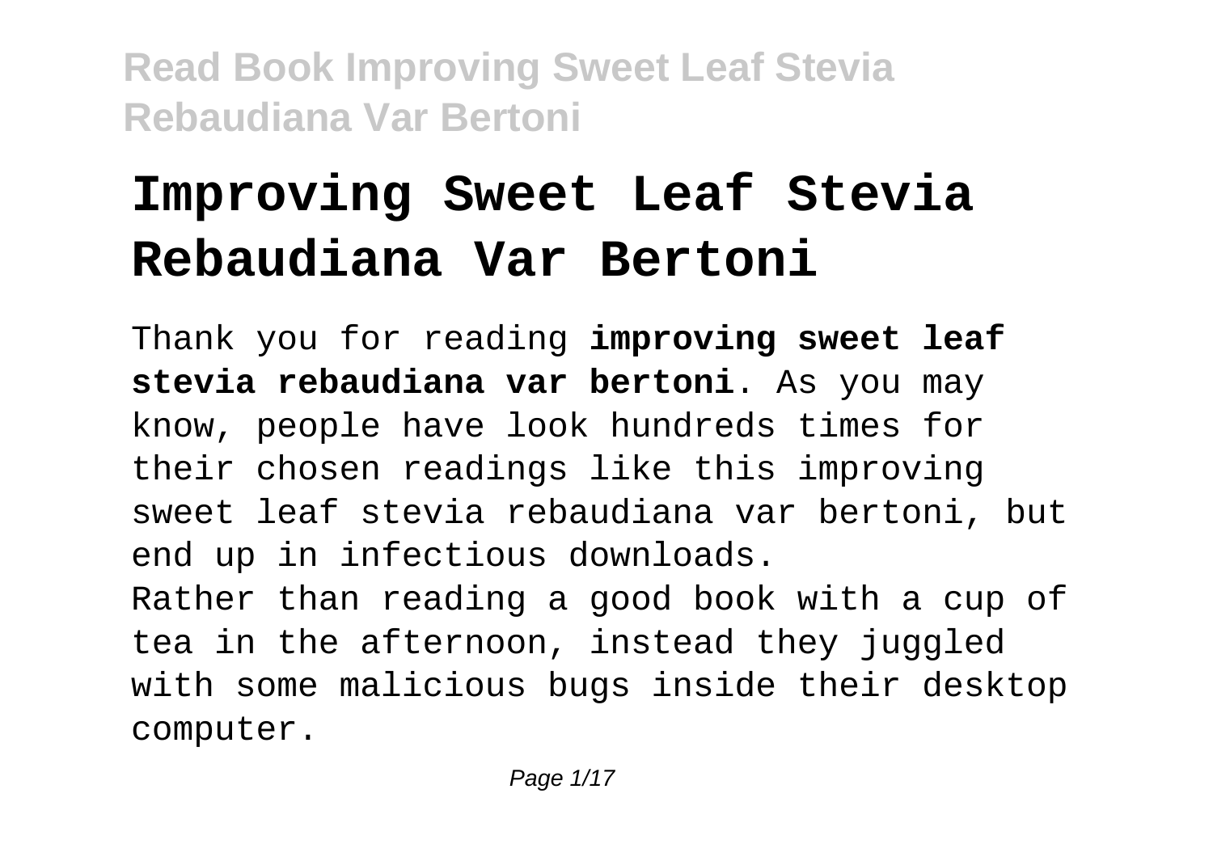# Improving Sweet Leaf Stevia Rebaudiana Var Bertoni

Thank you for reading **improving sweet leaf stevia rebaudiana var bertoni**. As you may know, people have look hundreds times for their chosen readings like this improving sweet leaf stevia rebaudiana var bertoni, but end up in infectious downloads.
Rather than reading a good book with a cup of tea in the afternoon, instead they juggled with some malicious bugs inside their desktop computer.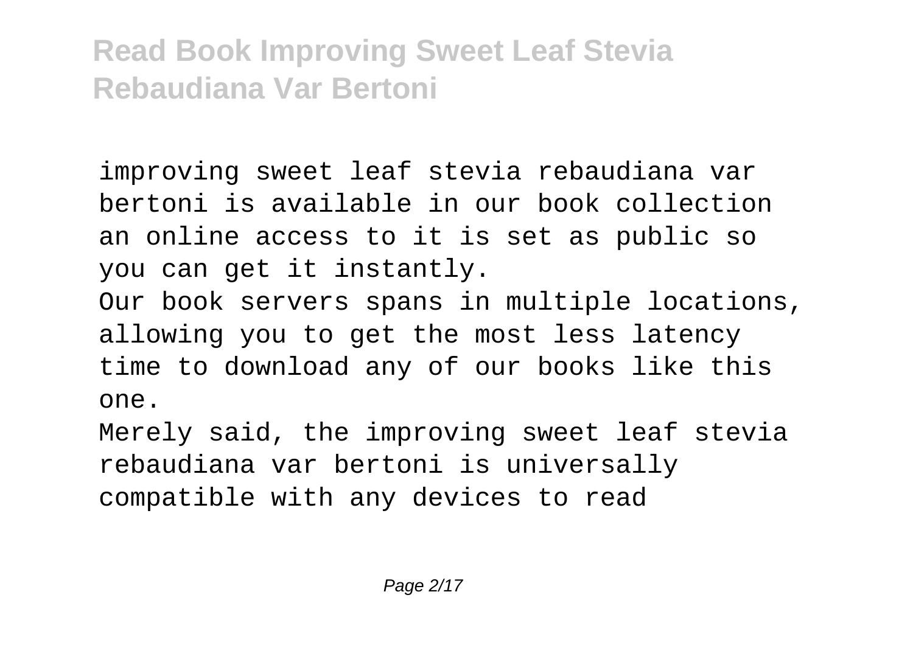improving sweet leaf stevia rebaudiana var bertoni is available in our book collection an online access to it is set as public so you can get it instantly.

Our book servers spans in multiple locations, allowing you to get the most less latency time to download any of our books like this one.

Merely said, the improving sweet leaf stevia rebaudiana var bertoni is universally compatible with any devices to read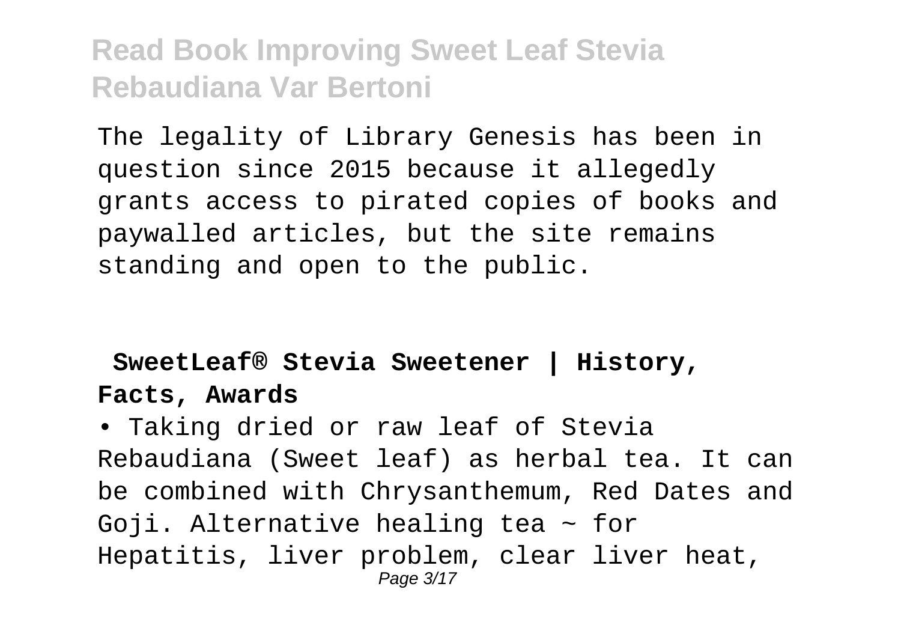The legality of Library Genesis has been in question since 2015 because it allegedly grants access to pirated copies of books and paywalled articles, but the site remains standing and open to the public.

**SweetLeaf® Stevia Sweetener | History, Facts, Awards**

• Taking dried or raw leaf of Stevia Rebaudiana (Sweet leaf) as herbal tea. It can be combined with Chrysanthemum, Red Dates and Goji. Alternative healing tea ~ for Hepatitis, liver problem, clear liver heat,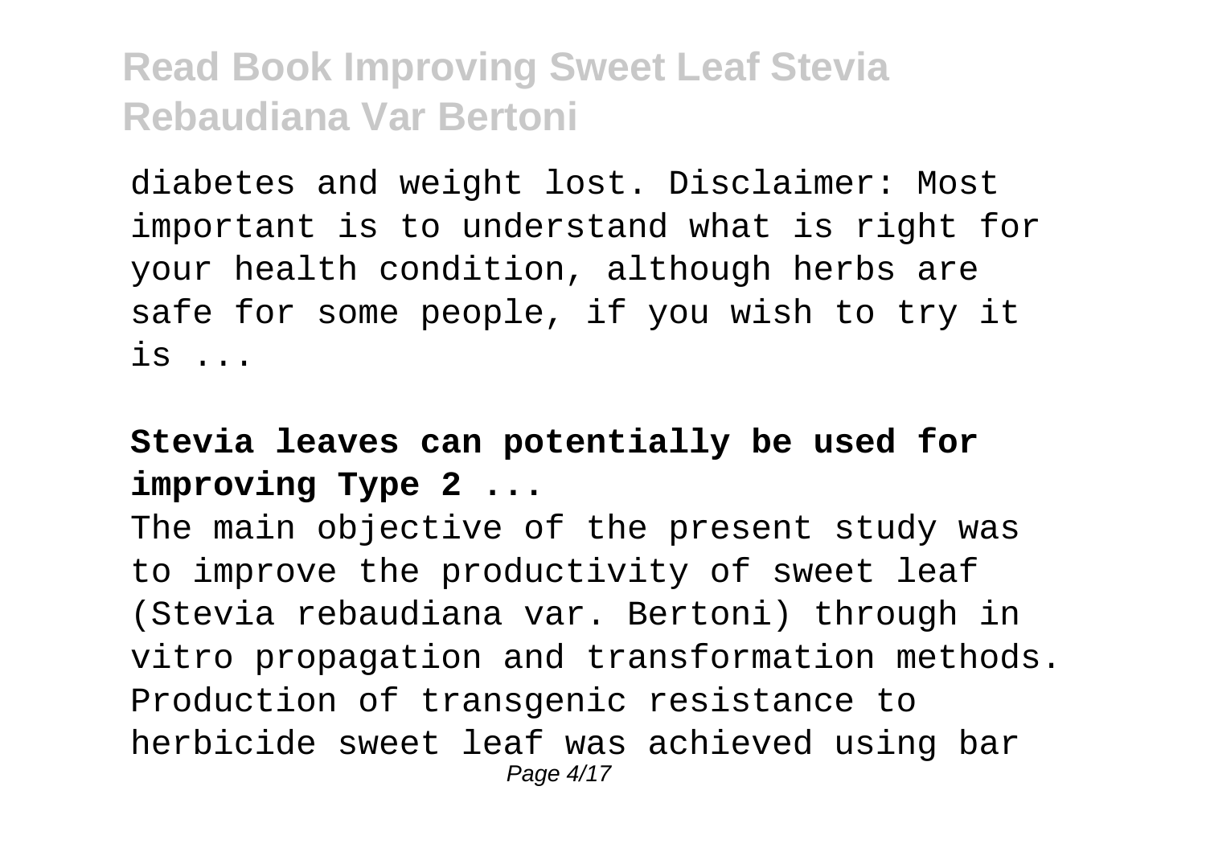diabetes and weight lost. Disclaimer: Most important is to understand what is right for your health condition, although herbs are safe for some people, if you wish to try it is ...

**Stevia leaves can potentially be used for improving Type 2 ...**

The main objective of the present study was to improve the productivity of sweet leaf (Stevia rebaudiana var. Bertoni) through in vitro propagation and transformation methods. Production of transgenic resistance to herbicide sweet leaf was achieved using bar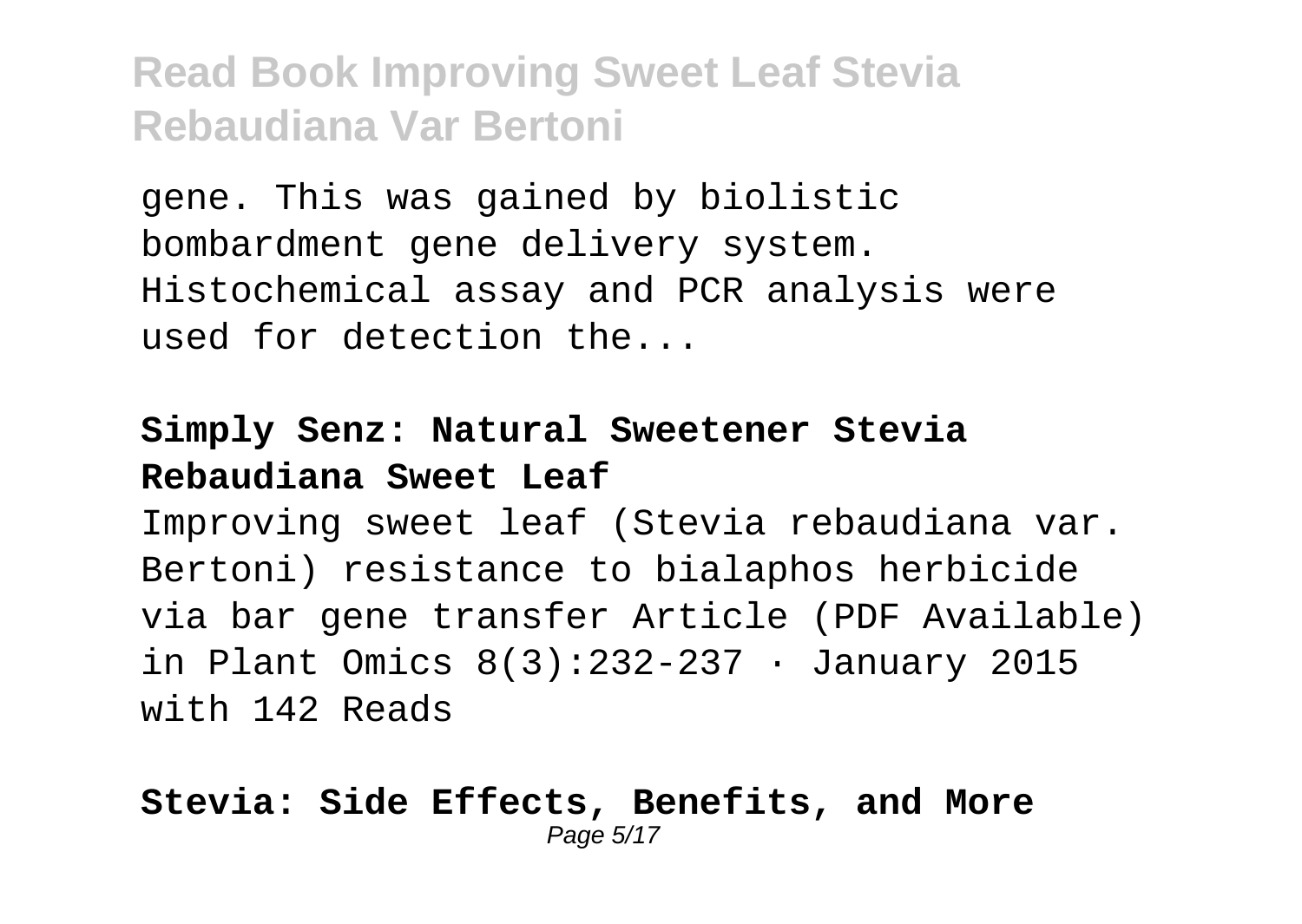gene. This was gained by biolistic bombardment gene delivery system. Histochemical assay and PCR analysis were used for detection the...

**Simply Senz: Natural Sweetener Stevia Rebaudiana Sweet Leaf**

Improving sweet leaf (Stevia rebaudiana var. Bertoni) resistance to bialaphos herbicide via bar gene transfer Article (PDF Available) in Plant Omics 8(3):232-237 · January 2015 with 142 Reads

**Stevia: Side Effects, Benefits, and More**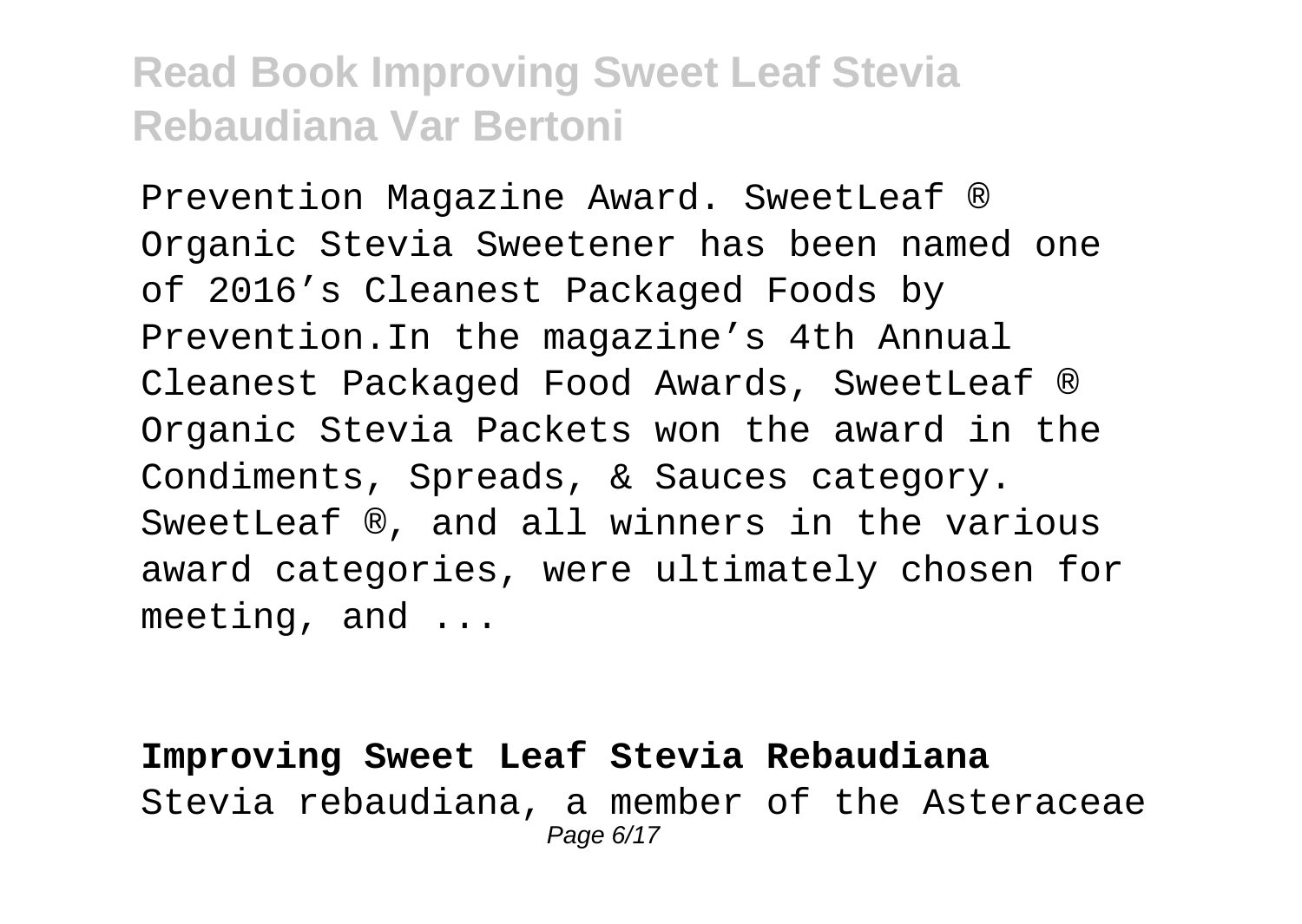Prevention Magazine Award. SweetLeaf ® Organic Stevia Sweetener has been named one of 2016’s Cleanest Packaged Foods by Prevention.In the magazine’s 4th Annual Cleanest Packaged Food Awards, SweetLeaf ® Organic Stevia Packets won the award in the Condiments, Spreads, & Sauces category. SweetLeaf ®, and all winners in the various award categories, were ultimately chosen for meeting, and ...

**Improving Sweet Leaf Stevia Rebaudiana**

Stevia rebaudiana, a member of the Asteraceae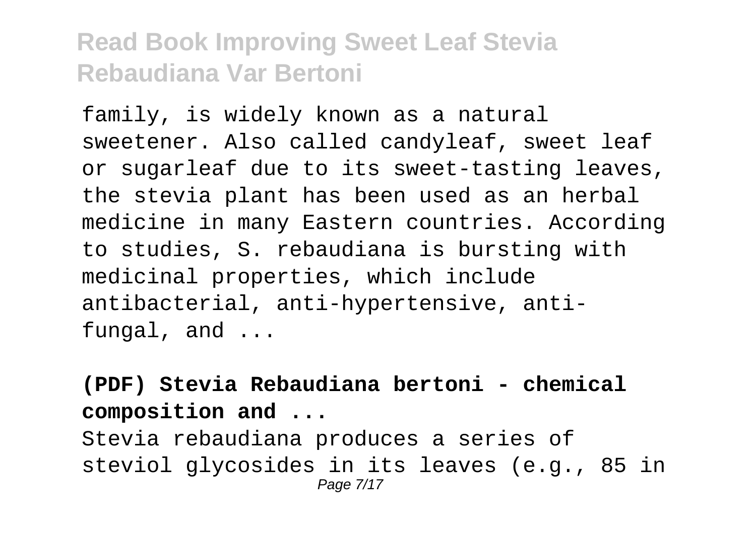family, is widely known as a natural sweetener. Also called candyleaf, sweet leaf or sugarleaf due to its sweet-tasting leaves, the stevia plant has been used as an herbal medicine in many Eastern countries. According to studies, S. rebaudiana is bursting with medicinal properties, which include antibacterial, anti-hypertensive, anti-fungal, and ...

**(PDF) Stevia Rebaudiana bertoni - chemical composition and ...**

Stevia rebaudiana produces a series of steviol glycosides in its leaves (e.g., 85 in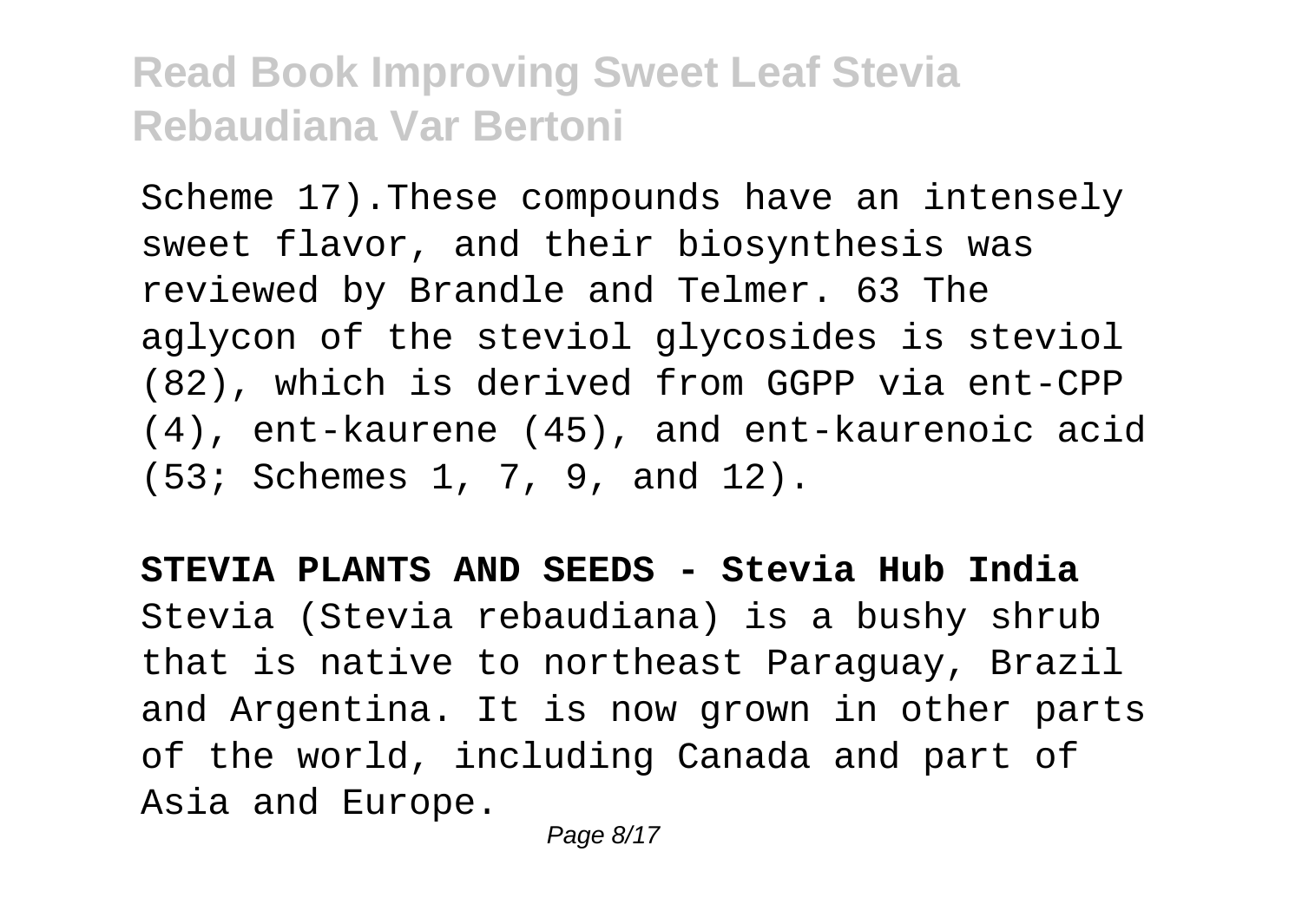Scheme 17).These compounds have an intensely sweet flavor, and their biosynthesis was reviewed by Brandle and Telmer. 63 The aglycon of the steviol glycosides is steviol (82), which is derived from GGPP via ent-CPP (4), ent-kaurene (45), and ent-kaurenoic acid (53; Schemes 1, 7, 9, and 12).

**STEVIA PLANTS AND SEEDS - Stevia Hub India**

Stevia (Stevia rebaudiana) is a bushy shrub that is native to northeast Paraguay, Brazil and Argentina. It is now grown in other parts of the world, including Canada and part of Asia and Europe.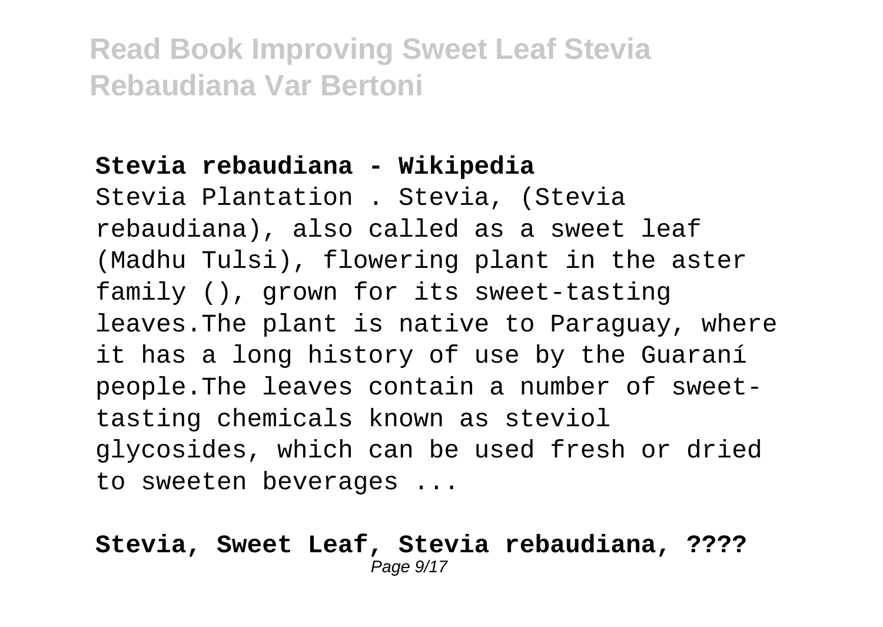**Stevia rebaudiana - Wikipedia**

Stevia Plantation . Stevia, (Stevia rebaudiana), also called as a sweet leaf (Madhu Tulsi), flowering plant in the aster family (), grown for its sweet-tasting leaves.The plant is native to Paraguay, where it has a long history of use by the Guaraní people.The leaves contain a number of sweet-tasting chemicals known as steviol glycosides, which can be used fresh or dried to sweeten beverages ...

**Stevia, Sweet Leaf, Stevia rebaudiana, ????**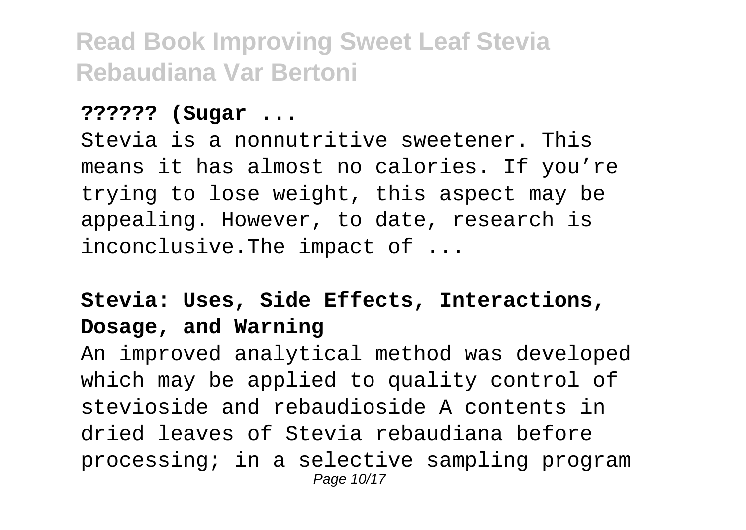**?????? (Sugar ...**

Stevia is a nonnutritive sweetener. This means it has almost no calories. If you're trying to lose weight, this aspect may be appealing. However, to date, research is inconclusive.The impact of ...

**Stevia: Uses, Side Effects, Interactions, Dosage, and Warning**

An improved analytical method was developed which may be applied to quality control of stevioside and rebaudioside A contents in dried leaves of Stevia rebaudiana before processing; in a selective sampling program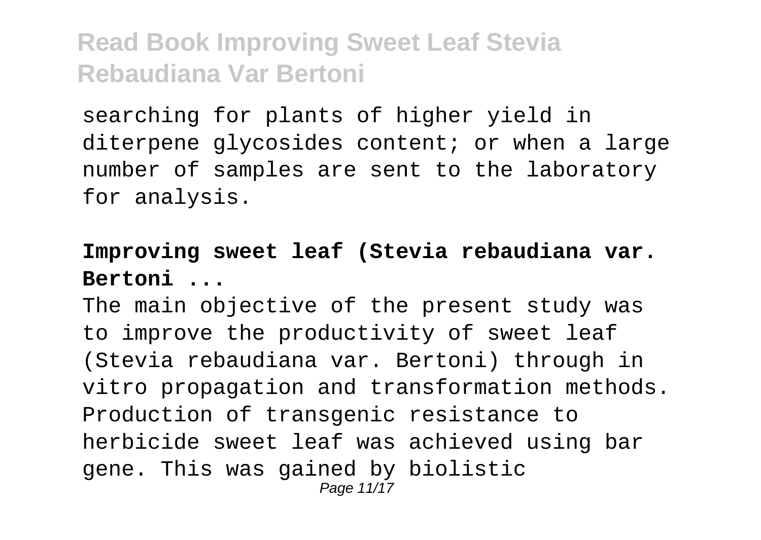searching for plants of higher yield in diterpene glycosides content; or when a large number of samples are sent to the laboratory for analysis.

**Improving sweet leaf (Stevia rebaudiana var. Bertoni ...**

The main objective of the present study was to improve the productivity of sweet leaf (Stevia rebaudiana var. Bertoni) through in vitro propagation and transformation methods. Production of transgenic resistance to herbicide sweet leaf was achieved using bar gene. This was gained by biolistic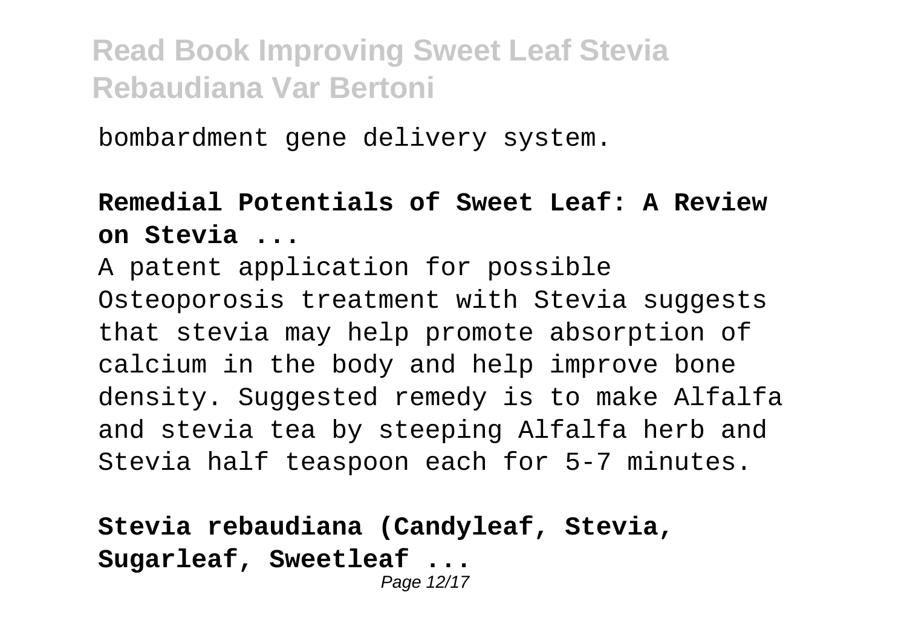bombardment gene delivery system.

**Remedial Potentials of Sweet Leaf: A Review on Stevia ...**

A patent application for possible Osteoporosis treatment with Stevia suggests that stevia may help promote absorption of calcium in the body and help improve bone density. Suggested remedy is to make Alfalfa and stevia tea by steeping Alfalfa herb and Stevia half teaspoon each for 5-7 minutes.

**Stevia rebaudiana (Candyleaf, Stevia, Sugarleaf, Sweetleaf ...**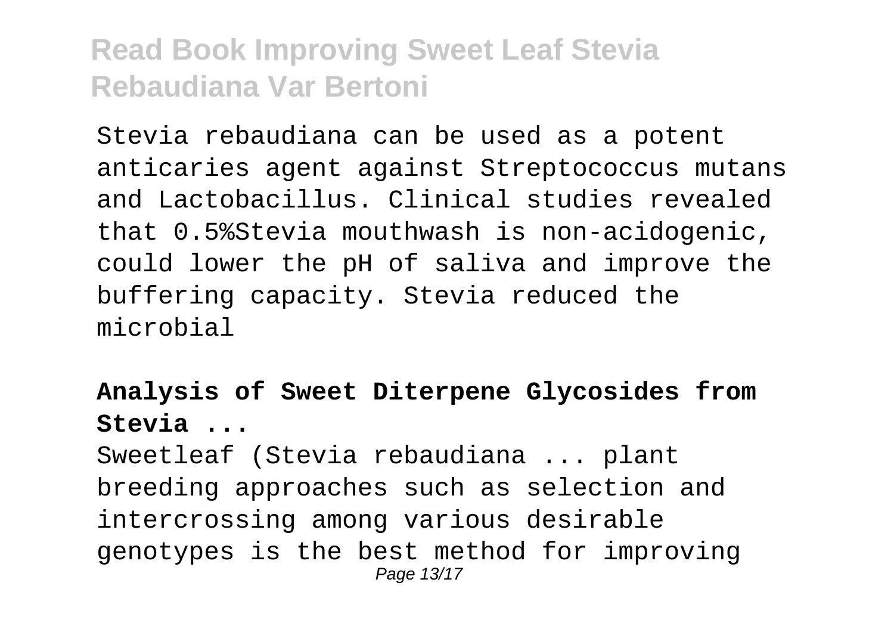Stevia rebaudiana can be used as a potent anticaries agent against Streptococcus mutans and Lactobacillus. Clinical studies revealed that 0.5%Stevia mouthwash is non-acidogenic, could lower the pH of saliva and improve the buffering capacity. Stevia reduced the microbial

**Analysis of Sweet Diterpene Glycosides from Stevia ...**

Sweetleaf (Stevia rebaudiana ... plant breeding approaches such as selection and intercrossing among various desirable genotypes is the best method for improving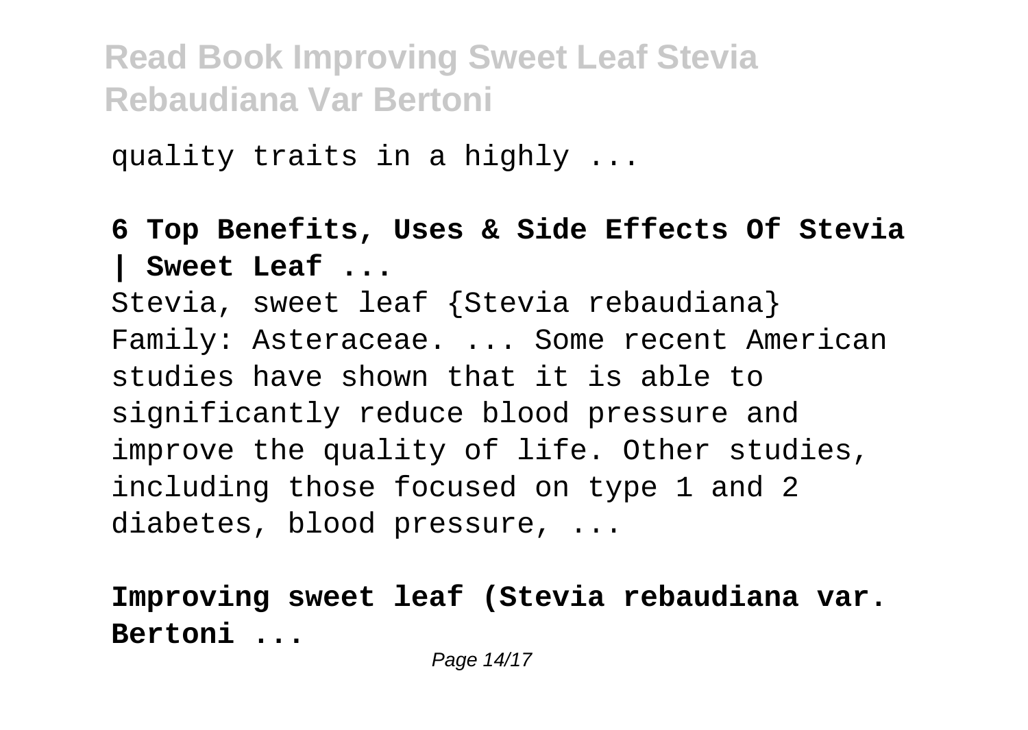quality traits in a highly ...

**6 Top Benefits, Uses & Side Effects Of Stevia | Sweet Leaf ...**

Stevia, sweet leaf {Stevia rebaudiana} Family: Asteraceae. ... Some recent American studies have shown that it is able to significantly reduce blood pressure and improve the quality of life. Other studies, including those focused on type 1 and 2 diabetes, blood pressure, ...

**Improving sweet leaf (Stevia rebaudiana var. Bertoni ...**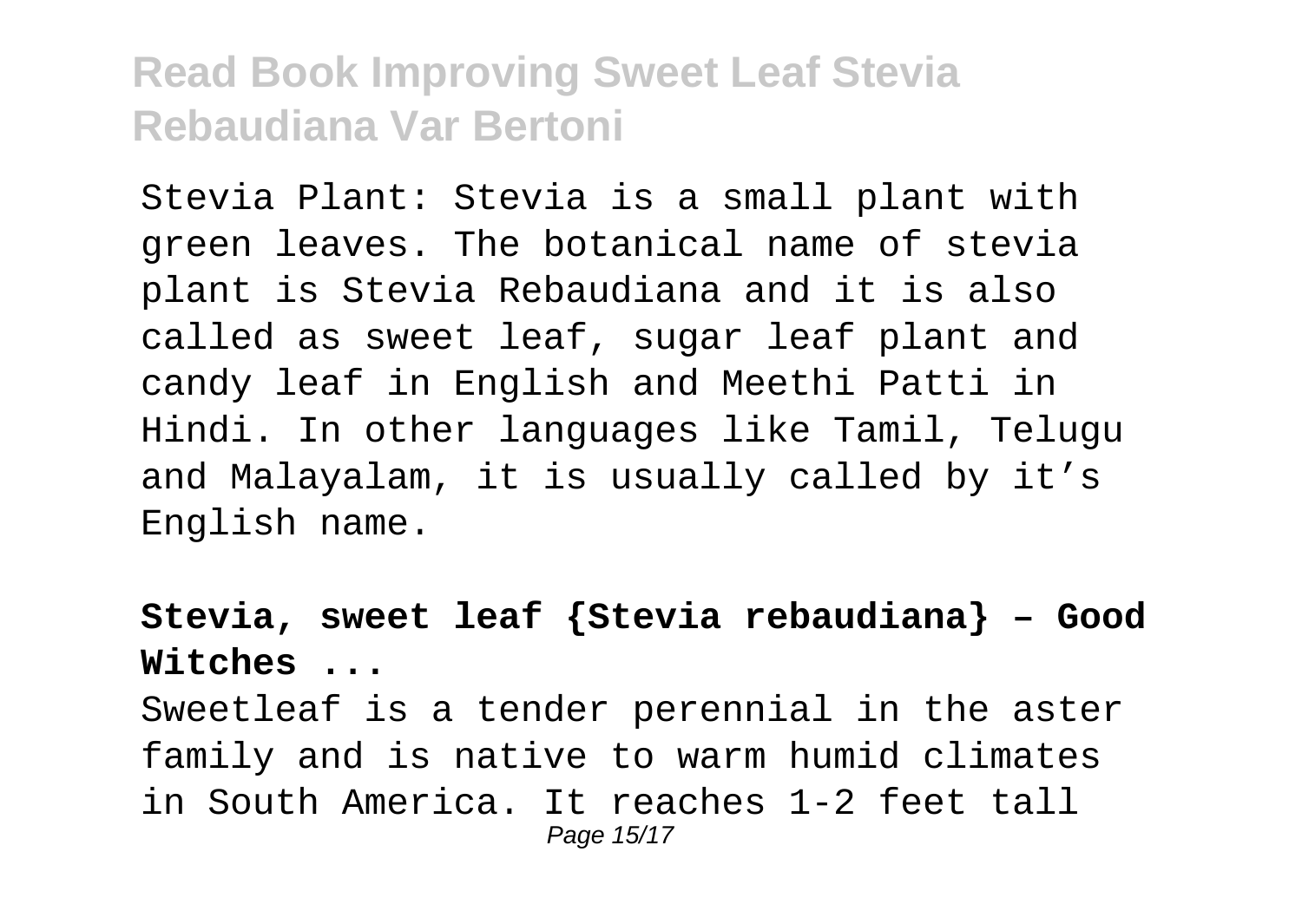Stevia Plant: Stevia is a small plant with green leaves. The botanical name of stevia plant is Stevia Rebaudiana and it is also called as sweet leaf, sugar leaf plant and candy leaf in English and Meethi Patti in Hindi. In other languages like Tamil, Telugu and Malayalam, it is usually called by it's English name.

**Stevia, sweet leaf {Stevia rebaudiana} – Good Witches ...**

Sweetleaf is a tender perennial in the aster family and is native to warm humid climates in South America. It reaches 1-2 feet tall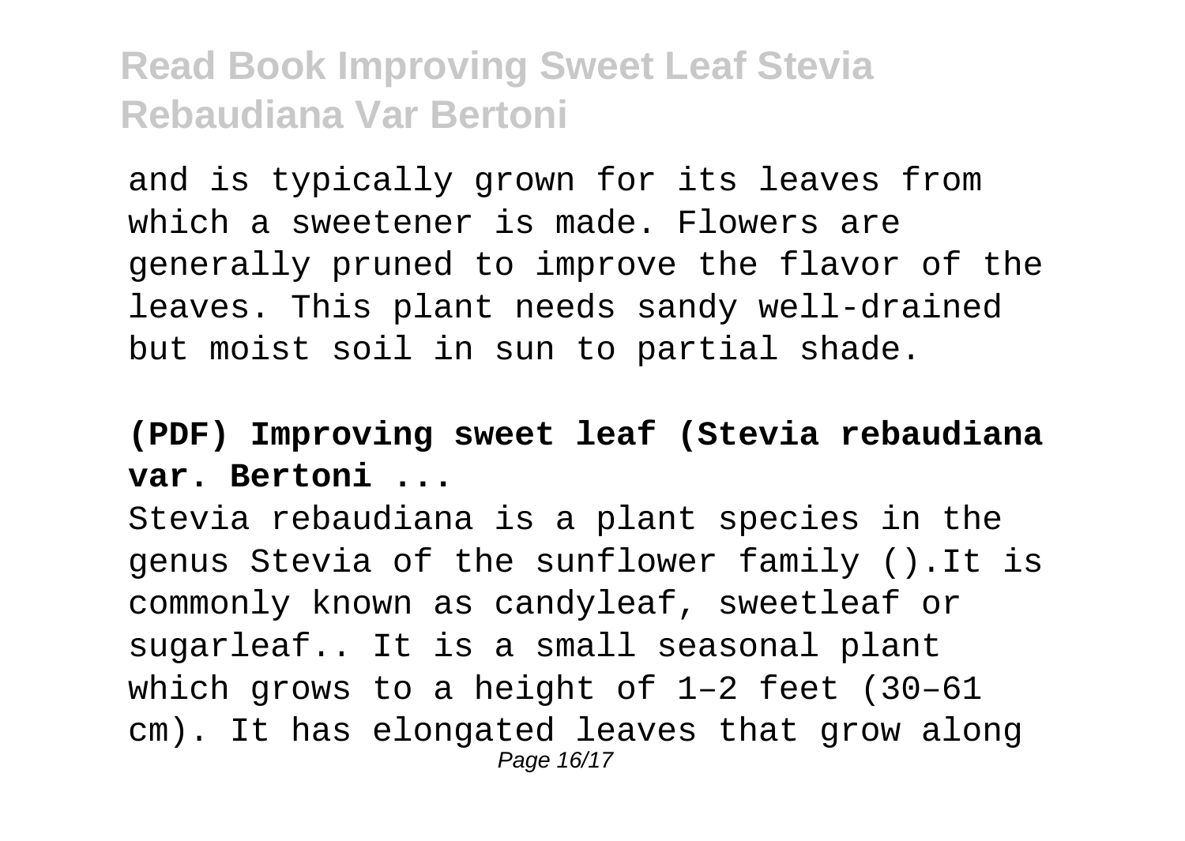and is typically grown for its leaves from which a sweetener is made. Flowers are generally pruned to improve the flavor of the leaves. This plant needs sandy well-drained but moist soil in sun to partial shade.

**(PDF) Improving sweet leaf (Stevia rebaudiana var. Bertoni ...**

Stevia rebaudiana is a plant species in the genus Stevia of the sunflower family ().It is commonly known as candyleaf, sweetleaf or sugarleaf.. It is a small seasonal plant which grows to a height of 1–2 feet (30–61 cm). It has elongated leaves that grow along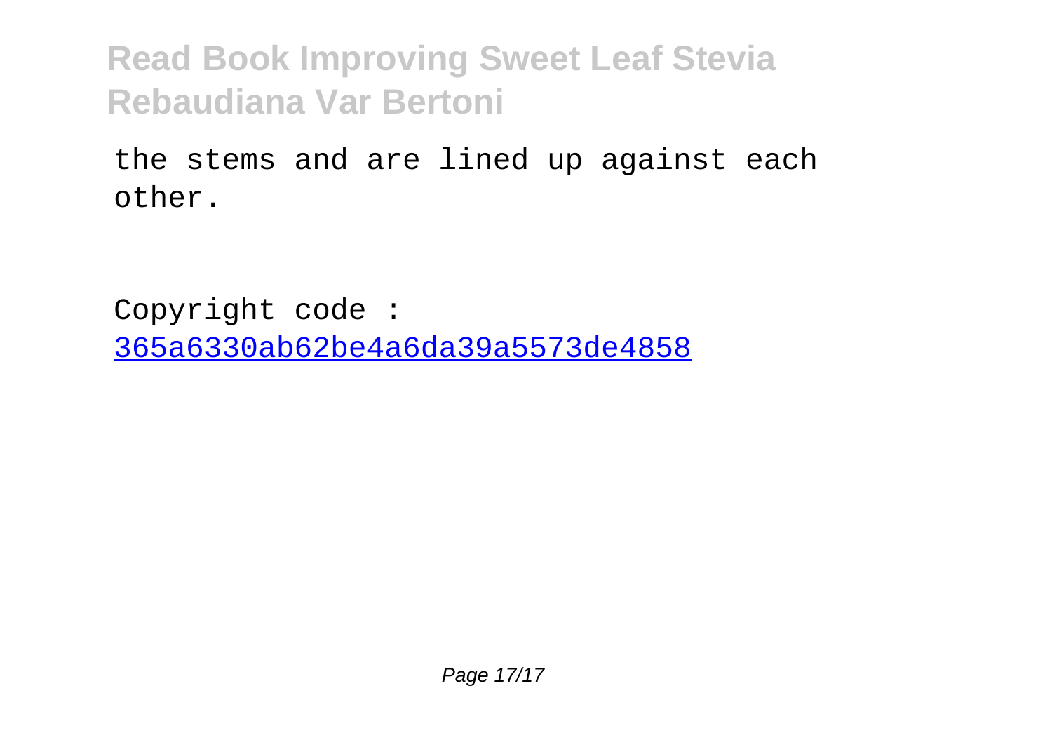the stems and are lined up against each other.

Copyright code : 365a6330ab62be4a6da39a5573de4858